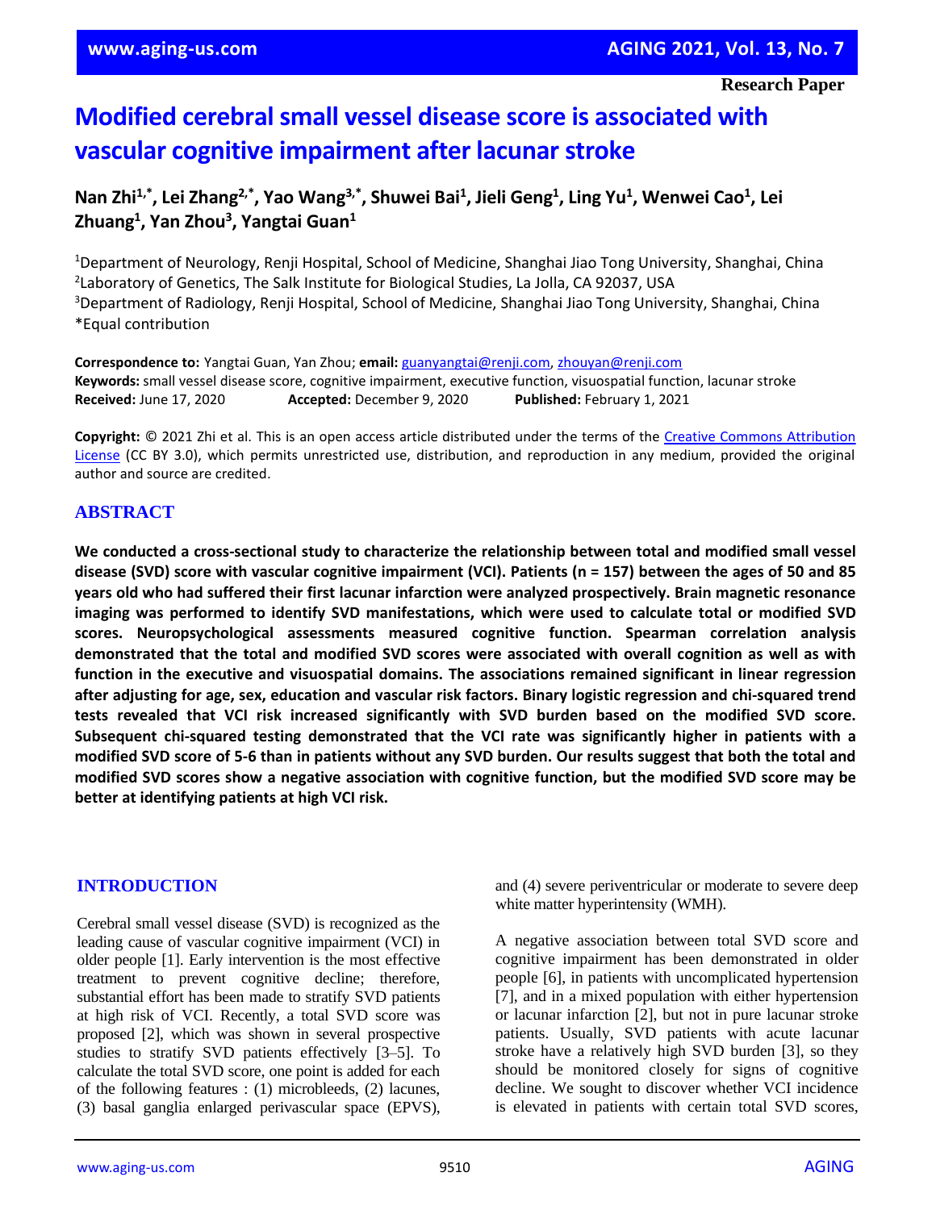Research Paper

# Modified cerebral small vessel disease score is associated with vascular cognitive impairment after lacunar stroke

**Nan Zhi[1,*], Lei Zhang[2,*], Yao Wang[3,*], Shuwei Bai[1], Jieli Geng[1], Ling Yu[1], Wenwei Cao[1], Lei Zhuang[1], Yan Zhou[3], Yangtai Guan[1]**

[1]Department of Neurology, Renji Hospital, School of Medicine, Shanghai Jiao Tong University, Shanghai, China
[2]Laboratory of Genetics, The Salk Institute for Biological Studies, La Jolla, CA 92037, USA
[3]Department of Radiology, Renji Hospital, School of Medicine, Shanghai Jiao Tong University, Shanghai, China
*Equal contribution

**Correspondence to:** Yangtai Guan, Yan Zhou; **email:** guanyangtai@renji.com, zhouyan@renji.com
**Keywords:** small vessel disease score, cognitive impairment, executive function, visuospatial function, lacunar stroke
**Received:** June 17, 2020 **Accepted:** December 9, 2020 **Published:** February 1, 2021

**Copyright:** © 2021 Zhi et al. This is an open access article distributed under the terms of the Creative Commons Attribution License (CC BY 3.0), which permits unrestricted use, distribution, and reproduction in any medium, provided the original author and source are credited.

## ABSTRACT

**We conducted a cross-sectional study to characterize the relationship between total and modified small vessel disease (SVD) score with vascular cognitive impairment (VCI). Patients (n = 157) between the ages of 50 and 85 years old who had suffered their first lacunar infarction were analyzed prospectively. Brain magnetic resonance imaging was performed to identify SVD manifestations, which were used to calculate total or modified SVD scores. Neuropsychological assessments measured cognitive function. Spearman correlation analysis demonstrated that the total and modified SVD scores were associated with overall cognition as well as with function in the executive and visuospatial domains. The associations remained significant in linear regression after adjusting for age, sex, education and vascular risk factors. Binary logistic regression and chi-squared trend tests revealed that VCI risk increased significantly with SVD burden based on the modified SVD score. Subsequent chi-squared testing demonstrated that the VCI rate was significantly higher in patients with a modified SVD score of 5-6 than in patients without any SVD burden. Our results suggest that both the total and modified SVD scores show a negative association with cognitive function, but the modified SVD score may be better at identifying patients at high VCI risk.**

## INTRODUCTION

Cerebral small vessel disease (SVD) is recognized as the leading cause of vascular cognitive impairment (VCI) in older people [1]. Early intervention is the most effective treatment to prevent cognitive decline; therefore, substantial effort has been made to stratify SVD patients at high risk of VCI. Recently, a total SVD score was proposed [2], which was shown in several prospective studies to stratify SVD patients effectively [3–5]. To calculate the total SVD score, one point is added for each of the following features : (1) microbleeds, (2) lacunes, (3) basal ganglia enlarged perivascular space (EPVS), and (4) severe periventricular or moderate to severe deep white matter hyperintensity (WMH).

A negative association between total SVD score and cognitive impairment has been demonstrated in older people [6], in patients with uncomplicated hypertension [7], and in a mixed population with either hypertension or lacunar infarction [2], but not in pure lacunar stroke patients. Usually, SVD patients with acute lacunar stroke have a relatively high SVD burden [3], so they should be monitored closely for signs of cognitive decline. We sought to discover whether VCI incidence is elevated in patients with certain total SVD scores,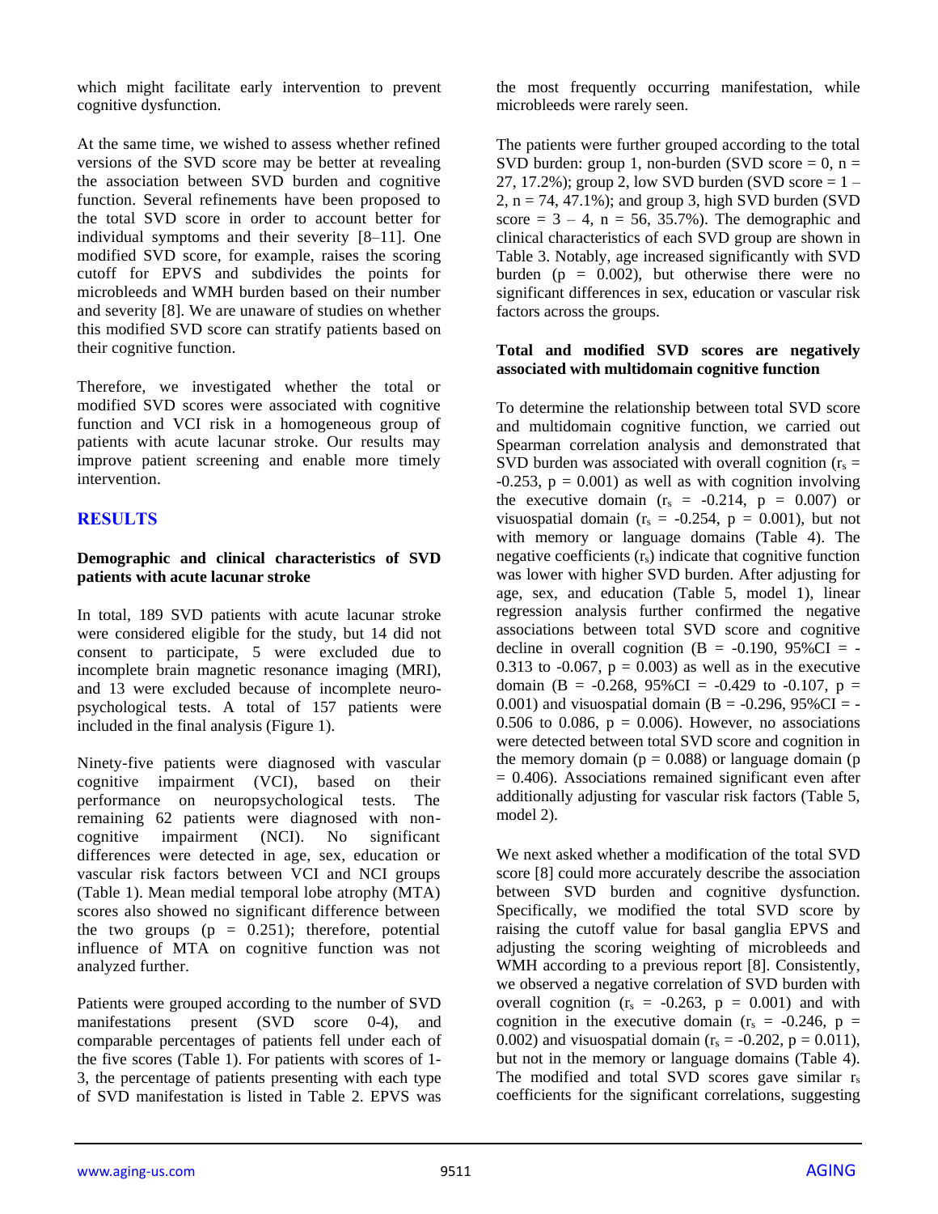which might facilitate early intervention to prevent cognitive dysfunction.

At the same time, we wished to assess whether refined versions of the SVD score may be better at revealing the association between SVD burden and cognitive function. Several refinements have been proposed to the total SVD score in order to account better for individual symptoms and their severity [8–11]. One modified SVD score, for example, raises the scoring cutoff for EPVS and subdivides the points for microbleeds and WMH burden based on their number and severity [8]. We are unaware of studies on whether this modified SVD score can stratify patients based on their cognitive function.

Therefore, we investigated whether the total or modified SVD scores were associated with cognitive function and VCI risk in a homogeneous group of patients with acute lacunar stroke. Our results may improve patient screening and enable more timely intervention.

## RESULTS

### Demographic and clinical characteristics of SVD patients with acute lacunar stroke

In total, 189 SVD patients with acute lacunar stroke were considered eligible for the study, but 14 did not consent to participate, 5 were excluded due to incomplete brain magnetic resonance imaging (MRI), and 13 were excluded because of incomplete neuropsychological tests. A total of 157 patients were included in the final analysis (Figure 1).

Ninety-five patients were diagnosed with vascular cognitive impairment (VCI), based on their performance on neuropsychological tests. The remaining 62 patients were diagnosed with non-cognitive impairment (NCI). No significant differences were detected in age, sex, education or vascular risk factors between VCI and NCI groups (Table 1). Mean medial temporal lobe atrophy (MTA) scores also showed no significant difference between the two groups ($p$ = 0.251); therefore, potential influence of MTA on cognitive function was not analyzed further.

Patients were grouped according to the number of SVD manifestations present (SVD score 0-4), and comparable percentages of patients fell under each of the five scores (Table 1). For patients with scores of 1-3, the percentage of patients presenting with each type of SVD manifestation is listed in Table 2. EPVS was the most frequently occurring manifestation, while microbleeds were rarely seen.

The patients were further grouped according to the total SVD burden: group 1, non-burden (SVD score = 0, n = 27, 17.2%); group 2, low SVD burden (SVD score = 1 – 2, n = 74, 47.1%); and group 3, high SVD burden (SVD score = 3 – 4, n = 56, 35.7%). The demographic and clinical characteristics of each SVD group are shown in Table 3. Notably, age increased significantly with SVD burden ($p$ = 0.002), but otherwise there were no significant differences in sex, education or vascular risk factors across the groups.

### Total and modified SVD scores are negatively associated with multidomain cognitive function

To determine the relationship between total SVD score and multidomain cognitive function, we carried out Spearman correlation analysis and demonstrated that SVD burden was associated with overall cognition ($r_s$ = -0.253, $p$ = 0.001) as well as with cognition involving the executive domain ($r_s$ = -0.214, $p$ = 0.007) or visuospatial domain ($r_s$ = -0.254, $p$ = 0.001), but not with memory or language domains (Table 4). The negative coefficients ($r_s$) indicate that cognitive function was lower with higher SVD burden. After adjusting for age, sex, and education (Table 5, model 1), linear regression analysis further confirmed the negative associations between total SVD score and cognitive decline in overall cognition (B = -0.190, 95%CI = -0.313 to -0.067, $p$ = 0.003) as well as in the executive domain (B = -0.268, 95%CI = -0.429 to -0.107, $p$ = 0.001) and visuospatial domain (B = -0.296, 95%CI = -0.506 to 0.086, $p$ = 0.006). However, no associations were detected between total SVD score and cognition in the memory domain ($p$ = 0.088) or language domain ($p$ = 0.406). Associations remained significant even after additionally adjusting for vascular risk factors (Table 5, model 2).

We next asked whether a modification of the total SVD score [8] could more accurately describe the association between SVD burden and cognitive dysfunction. Specifically, we modified the total SVD score by raising the cutoff value for basal ganglia EPVS and adjusting the scoring weighting of microbleeds and WMH according to a previous report [8]. Consistently, we observed a negative correlation of SVD burden with overall cognition ($r_s$ = -0.263, $p$ = 0.001) and with cognition in the executive domain ($r_s$ = -0.246, $p$ = 0.002) and visuospatial domain ($r_s$ = -0.202, $p$ = 0.011), but not in the memory or language domains (Table 4). The modified and total SVD scores gave similar $r_s$ coefficients for the significant correlations, suggesting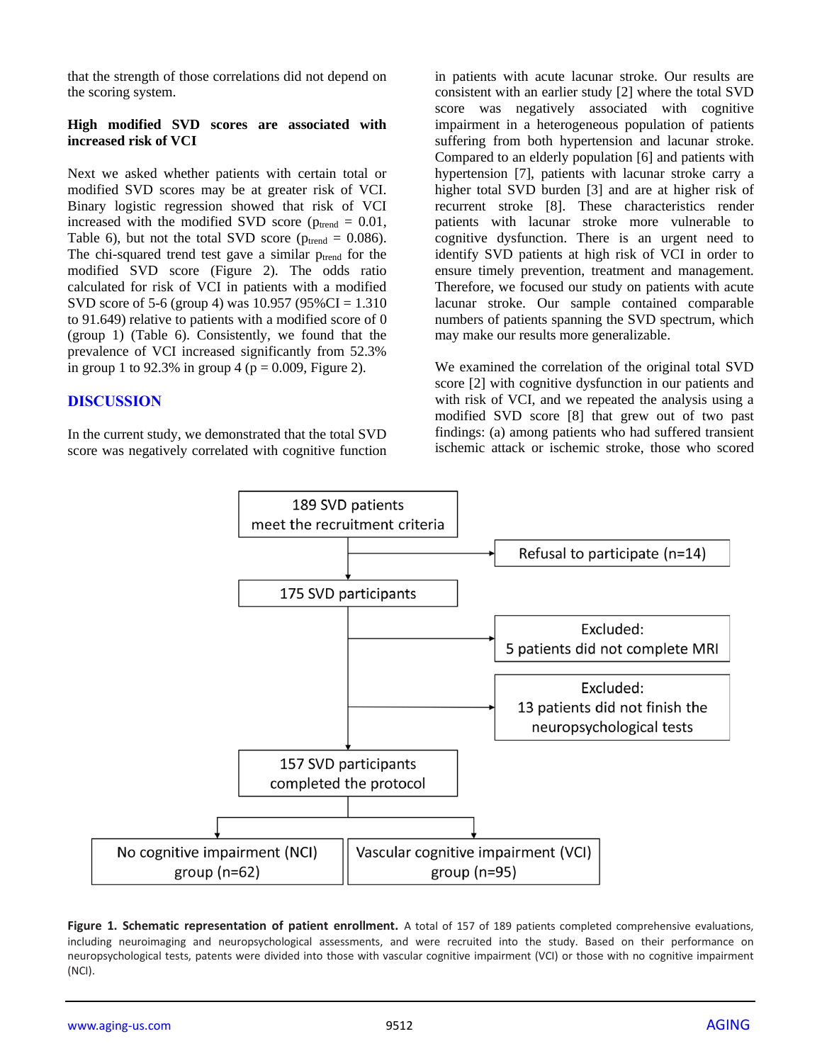that the strength of those correlations did not depend on the scoring system.

**High modified SVD scores are associated with increased risk of VCI**

Next we asked whether patients with certain total or modified SVD scores may be at greater risk of VCI. Binary logistic regression showed that risk of VCI increased with the modified SVD score ($p_{trend}$ = 0.01, Table 6), but not the total SVD score ($p_{trend}$ = 0.086). The chi-squared trend test gave a similar $p_{trend}$ for the modified SVD score (Figure 2). The odds ratio calculated for risk of VCI in patients with a modified SVD score of 5-6 (group 4) was 10.957 (95%CI = 1.310 to 91.649) relative to patients with a modified score of 0 (group 1) (Table 6). Consistently, we found that the prevalence of VCI increased significantly from 52.3% in group 1 to 92.3% in group 4 (p = 0.009, Figure 2).

## DISCUSSION

In the current study, we demonstrated that the total SVD score was negatively correlated with cognitive function in patients with acute lacunar stroke. Our results are consistent with an earlier study [2] where the total SVD score was negatively associated with cognitive impairment in a heterogeneous population of patients suffering from both hypertension and lacunar stroke. Compared to an elderly population [6] and patients with hypertension [7], patients with lacunar stroke carry a higher total SVD burden [3] and are at higher risk of recurrent stroke [8]. These characteristics render patients with lacunar stroke more vulnerable to cognitive dysfunction. There is an urgent need to identify SVD patients at high risk of VCI in order to ensure timely prevention, treatment and management. Therefore, we focused our study on patients with acute lacunar stroke. Our sample contained comparable numbers of patients spanning the SVD spectrum, which may make our results more generalizable.

We examined the correlation of the original total SVD score [2] with cognitive dysfunction in our patients and with risk of VCI, and we repeated the analysis using a modified SVD score [8] that grew out of two past findings: (a) among patients who had suffered transient ischemic attack or ischemic stroke, those who scored

189 SVD patients meet the recruitment criteria → Refusal to participate (n=14)

175 SVD participants → Excluded: 5 patients did not complete MRI; Excluded: 13 patients did not finish the neuropsychological tests

157 SVD participants completed the protocol

No cognitive impairment (NCI) group (n=62) | Vascular cognitive impairment (VCI) group (n=95)

**Figure 1. Schematic representation of patient enrollment.** A total of 157 of 189 patients completed comprehensive evaluations, including neuroimaging and neuropsychological assessments, and were recruited into the study. Based on their performance on neuropsychological tests, patents were divided into those with vascular cognitive impairment (VCI) or those with no cognitive impairment (NCI).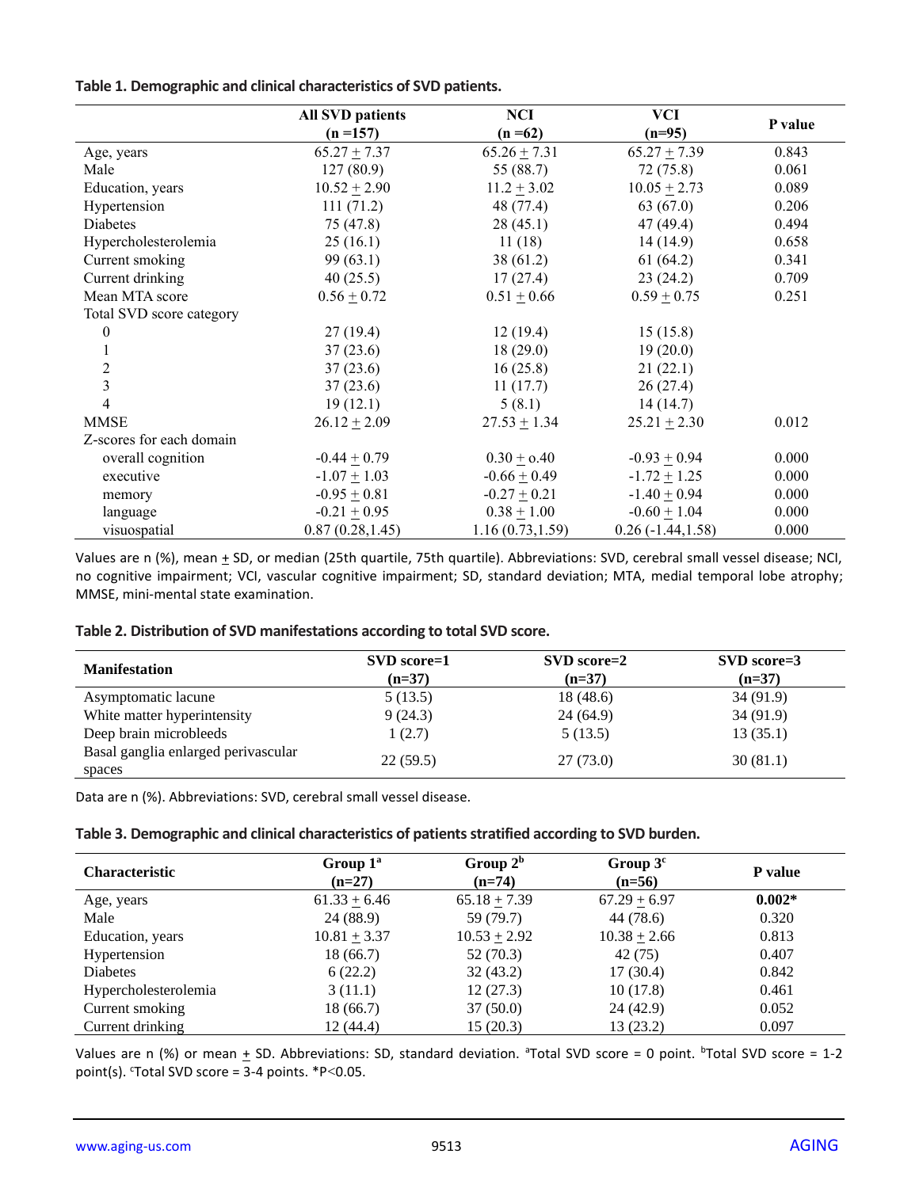**Table 1. Demographic and clinical characteristics of SVD patients.**

| | All SVD patients (n =157) | NCI (n =62) | VCI (n=95) | P value |
|---|---|---|---|---|
| Age, years | 65.27 + 7.37 | 65.26 + 7.31 | 65.27 + 7.39 | 0.843 |
| Male | 127 (80.9) | 55 (88.7) | 72 (75.8) | 0.061 |
| Education, years | 10.52 + 2.90 | 11.2 + 3.02 | 10.05 + 2.73 | 0.089 |
| Hypertension | 111 (71.2) | 48 (77.4) | 63 (67.0) | 0.206 |
| Diabetes | 75 (47.8) | 28 (45.1) | 47 (49.4) | 0.494 |
| Hypercholesterolemia | 25 (16.1) | 11 (18) | 14 (14.9) | 0.658 |
| Current smoking | 99 (63.1) | 38 (61.2) | 61 (64.2) | 0.341 |
| Current drinking | 40 (25.5) | 17 (27.4) | 23 (24.2) | 0.709 |
| Mean MTA score | 0.56 + 0.72 | 0.51 + 0.66 | 0.59 + 0.75 | 0.251 |
| Total SVD score category | | | | |
| 0 | 27 (19.4) | 12 (19.4) | 15 (15.8) | |
| 1 | 37 (23.6) | 18 (29.0) | 19 (20.0) | |
| 2 | 37 (23.6) | 16 (25.8) | 21 (22.1) | |
| 3 | 37 (23.6) | 11 (17.7) | 26 (27.4) | |
| 4 | 19 (12.1) | 5 (8.1) | 14 (14.7) | |
| MMSE | 26.12 + 2.09 | 27.53 + 1.34 | 25.21 + 2.30 | 0.012 |
| Z-scores for each domain | | | | |
| overall cognition | -0.44 + 0.79 | 0.30 + o.40 | -0.93 + 0.94 | 0.000 |
| executive | -1.07 + 1.03 | -0.66 + 0.49 | -1.72 + 1.25 | 0.000 |
| memory | -0.95 + 0.81 | -0.27 + 0.21 | -1.40 + 0.94 | 0.000 |
| language | -0.21 + 0.95 | 0.38 + 1.00 | -0.60 + 1.04 | 0.000 |
| visuospatial | 0.87 (0.28,1.45) | 1.16 (0.73,1.59) | 0.26 (-1.44,1.58) | 0.000 |

Values are n (%), mean + SD, or median (25th quartile, 75th quartile). Abbreviations: SVD, cerebral small vessel disease; NCI, no cognitive impairment; VCI, vascular cognitive impairment; SD, standard deviation; MTA, medial temporal lobe atrophy; MMSE, mini-mental state examination.

**Table 2. Distribution of SVD manifestations according to total SVD score.**

| Manifestation | SVD score=1 (n=37) | SVD score=2 (n=37) | SVD score=3 (n=37) |
|---|---|---|---|
| Asymptomatic lacune | 5 (13.5) | 18 (48.6) | 34 (91.9) |
| White matter hyperintensity | 9 (24.3) | 24 (64.9) | 34 (91.9) |
| Deep brain microbleeds | 1 (2.7) | 5 (13.5) | 13 (35.1) |
| Basal ganglia enlarged perivascular spaces | 22 (59.5) | 27 (73.0) | 30 (81.1) |

Data are n (%). Abbreviations: SVD, cerebral small vessel disease.

**Table 3. Demographic and clinical characteristics of patients stratified according to SVD burden.**

| Characteristic | Group 1[a] (n=27) | Group 2[b] (n=74) | Group 3[c] (n=56) | P value |
|---|---|---|---|---|
| Age, years | 61.33 + 6.46 | 65.18 + 7.39 | 67.29 + 6.97 | **0.002*** |
| Male | 24 (88.9) | 59 (79.7) | 44 (78.6) | 0.320 |
| Education, years | 10.81 + 3.37 | 10.53 + 2.92 | 10.38 + 2.66 | 0.813 |
| Hypertension | 18 (66.7) | 52 (70.3) | 42 (75) | 0.407 |
| Diabetes | 6 (22.2) | 32 (43.2) | 17 (30.4) | 0.842 |
| Hypercholesterolemia | 3 (11.1) | 12 (27.3) | 10 (17.8) | 0.461 |
| Current smoking | 18 (66.7) | 37 (50.0) | 24 (42.9) | 0.052 |
| Current drinking | 12 (44.4) | 15 (20.3) | 13 (23.2) | 0.097 |

Values are n (%) or mean + SD. Abbreviations: SD, standard deviation. [a]Total SVD score = 0 point. [b]Total SVD score = 1-2 point(s). [c]Total SVD score = 3-4 points. *P<0.05.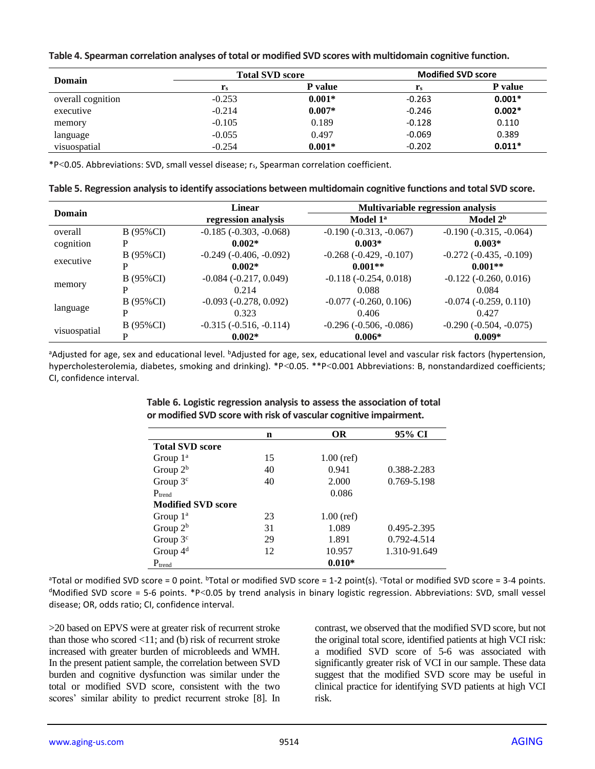**Table 4. Spearman correlation analyses of total or modified SVD scores with multidomain cognitive function.**

| Domain | Total SVD score | | Modified SVD score | |
|---|---|---|---|---|
| | $r_s$ | P value | $r_s$ | P value |
| overall cognition | -0.253 | **0.001*** | -0.263 | **0.001*** |
| executive | -0.214 | **0.007*** | -0.246 | **0.002*** |
| memory | -0.105 | 0.189 | -0.128 | 0.110 |
| language | -0.055 | 0.497 | -0.069 | 0.389 |
| visuospatial | -0.254 | **0.001*** | -0.202 | **0.011*** |

*P<0.05. Abbreviations: SVD, small vessel disease; $r_s$, Spearman correlation coefficient.

**Table 5. Regression analysis to identify associations between multidomain cognitive functions and total SVD score.**

| Domain | | Linear regression analysis | Multivariable regression analysis | |
|---|---|---|---|---|
| | | | Model 1[a] | Model 2[b] |
| overall cognition | B (95%CI) | -0.185 (-0.303, -0.068) | -0.190 (-0.313, -0.067) | -0.190 (-0.315, -0.064) |
| | P | **0.002*** | **0.003*** | **0.003*** |
| executive | B (95%CI) | -0.249 (-0.406, -0.092) | -0.268 (-0.429, -0.107) | -0.272 (-0.435, -0.109) |
| | P | **0.002*** | **0.001**** | **0.001**** |
| memory | B (95%CI) | -0.084 (-0.217, 0.049) | -0.118 (-0.254, 0.018) | -0.122 (-0.260, 0.016) |
| | P | 0.214 | 0.088 | 0.084 |
| language | B (95%CI) | -0.093 (-0.278, 0.092) | -0.077 (-0.260, 0.106) | -0.074 (-0.259, 0.110) |
| | P | 0.323 | 0.406 | 0.427 |
| visuospatial | B (95%CI) | -0.315 (-0.516, -0.114) | -0.296 (-0.506, -0.086) | -0.290 (-0.504, -0.075) |
| | P | **0.002*** | **0.006*** | **0.009*** |

[a]Adjusted for age, sex and educational level. [b]Adjusted for age, sex, educational level and vascular risk factors (hypertension, hypercholesterolemia, diabetes, smoking and drinking). *P<0.05. **P<0.001 Abbreviations: B, nonstandardized coefficients; CI, confidence interval.

**Table 6. Logistic regression analysis to assess the association of total or modified SVD score with risk of vascular cognitive impairment.**

| | n | OR | 95% CI |
|---|---|---|---|
| **Total SVD score** | | | |
| Group 1[a] | 15 | 1.00 (ref) | |
| Group 2[b] | 40 | 0.941 | 0.388-2.283 |
| Group 3[c] | 40 | 2.000 | 0.769-5.198 |
| $P_{trend}$ | | 0.086 | |
| **Modified SVD score** | | | |
| Group 1[a] | 23 | 1.00 (ref) | |
| Group 2[b] | 31 | 1.089 | 0.495-2.395 |
| Group 3[c] | 29 | 1.891 | 0.792-4.514 |
| Group 4[d] | 12 | 10.957 | 1.310-91.649 |
| $P_{trend}$ | | **0.010*** | |

[a]Total or modified SVD score = 0 point. [b]Total or modified SVD score = 1-2 point(s). [c]Total or modified SVD score = 3-4 points. [d]Modified SVD score = 5-6 points. *P<0.05 by trend analysis in binary logistic regression. Abbreviations: SVD, small vessel disease; OR, odds ratio; CI, confidence interval.

>20 based on EPVS were at greater risk of recurrent stroke than those who scored <11; and (b) risk of recurrent stroke increased with greater burden of microbleeds and WMH. In the present patient sample, the correlation between SVD burden and cognitive dysfunction was similar under the total or modified SVD score, consistent with the two scores' similar ability to predict recurrent stroke [8]. In contrast, we observed that the modified SVD score, but not the original total score, identified patients at high VCI risk: a modified SVD score of 5-6 was associated with significantly greater risk of VCI in our sample. These data suggest that the modified SVD score may be useful in clinical practice for identifying SVD patients at high VCI risk.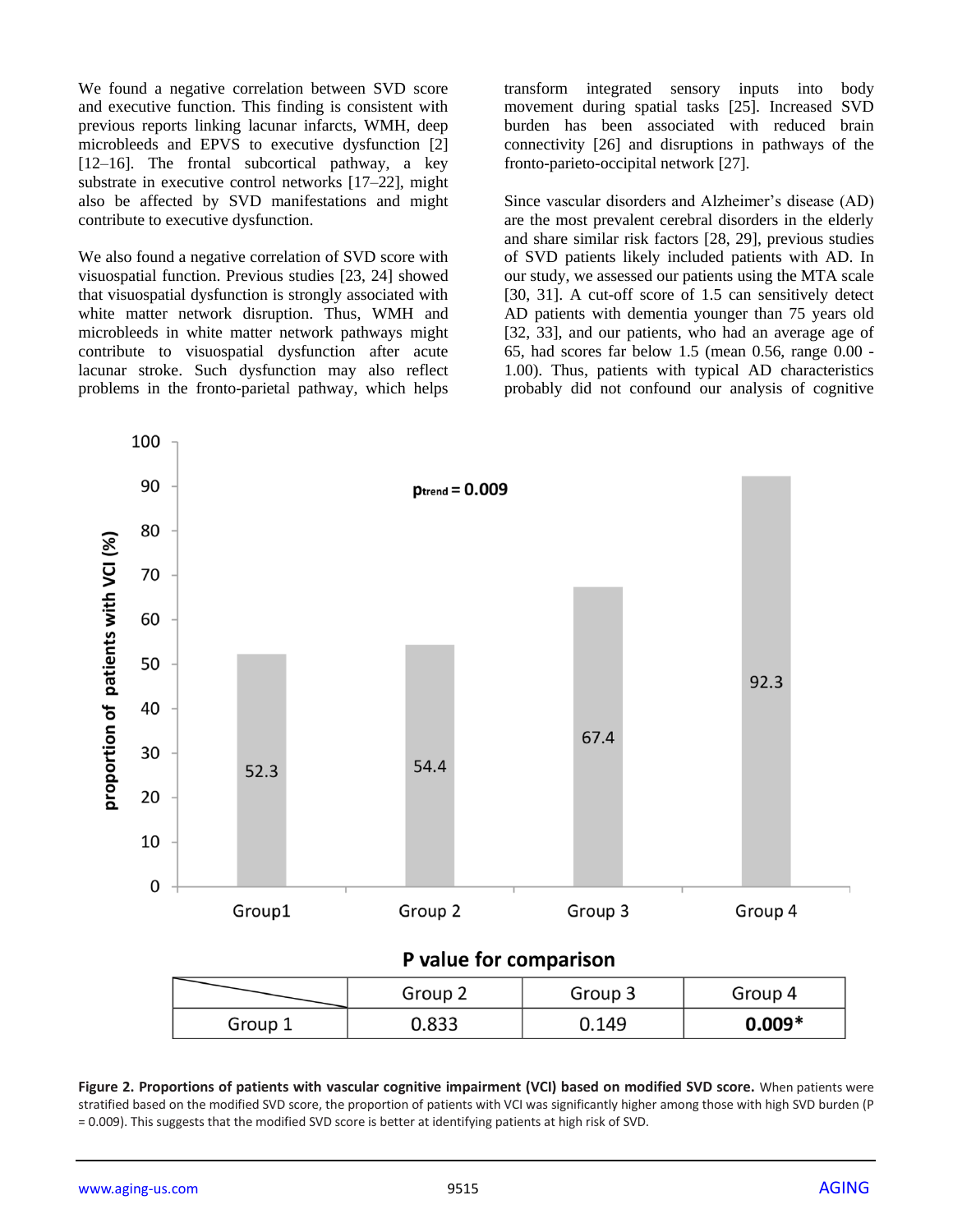We found a negative correlation between SVD score and executive function. This finding is consistent with previous reports linking lacunar infarcts, WMH, deep microbleeds and EPVS to executive dysfunction [2] [12–16]. The frontal subcortical pathway, a key substrate in executive control networks [17–22], might also be affected by SVD manifestations and might contribute to executive dysfunction.

We also found a negative correlation of SVD score with visuospatial function. Previous studies [23, 24] showed that visuospatial dysfunction is strongly associated with white matter network disruption. Thus, WMH and microbleeds in white matter network pathways might contribute to visuospatial dysfunction after acute lacunar stroke. Such dysfunction may also reflect problems in the fronto-parietal pathway, which helps transform integrated sensory inputs into body movement during spatial tasks [25]. Increased SVD burden has been associated with reduced brain connectivity [26] and disruptions in pathways of the fronto-parieto-occipital network [27].

Since vascular disorders and Alzheimer's disease (AD) are the most prevalent cerebral disorders in the elderly and share similar risk factors [28, 29], previous studies of SVD patients likely included patients with AD. In our study, we assessed our patients using the MTA scale [30, 31]. A cut-off score of 1.5 can sensitively detect AD patients with dementia younger than 75 years old [32, 33], and our patients, who had an average age of 65, had scores far below 1.5 (mean 0.56, range 0.00 - 1.00). Thus, patients with typical AD characteristics probably did not confound our analysis of cognitive

**P value for comparison**

| | Group 2 | Group 3 | Group 4 |
|---|---|---|---|
| Group 1 | 0.833 | 0.149 | **0.009*** |

**Figure 2. Proportions of patients with vascular cognitive impairment (VCI) based on modified SVD score.** When patients were stratified based on the modified SVD score, the proportion of patients with VCI was significantly higher among those with high SVD burden (P = 0.009). This suggests that the modified SVD score is better at identifying patients at high risk of SVD.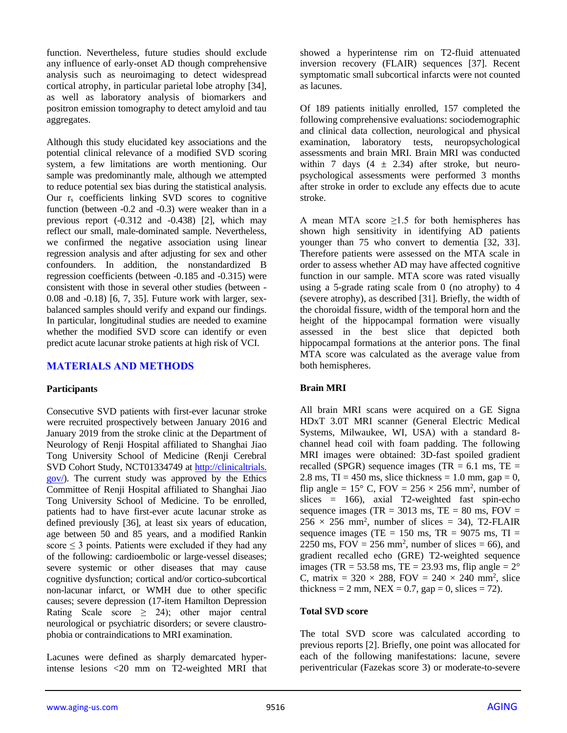function. Nevertheless, future studies should exclude any influence of early-onset AD though comprehensive analysis such as neuroimaging to detect widespread cortical atrophy, in particular parietal lobe atrophy [34], as well as laboratory analysis of biomarkers and positron emission tomography to detect amyloid and tau aggregates.

Although this study elucidated key associations and the potential clinical relevance of a modified SVD scoring system, a few limitations are worth mentioning. Our sample was predominantly male, although we attempted to reduce potential sex bias during the statistical analysis. Our $r_s$ coefficients linking SVD scores to cognitive function (between -0.2 and -0.3) were weaker than in a previous report (-0.312 and -0.438) [2], which may reflect our small, male-dominated sample. Nevertheless, we confirmed the negative association using linear regression analysis and after adjusting for sex and other confounders. In addition, the nonstandardized B regression coefficients (between -0.185 and -0.315) were consistent with those in several other studies (between -0.08 and -0.18) [6, 7, 35]. Future work with larger, sex-balanced samples should verify and expand our findings. In particular, longitudinal studies are needed to examine whether the modified SVD score can identify or even predict acute lacunar stroke patients at high risk of VCI.

## MATERIALS AND METHODS

### Participants

Consecutive SVD patients with first-ever lacunar stroke were recruited prospectively between January 2016 and January 2019 from the stroke clinic at the Department of Neurology of Renji Hospital affiliated to Shanghai Jiao Tong University School of Medicine (Renji Cerebral SVD Cohort Study, NCT01334749 at http://clinicaltrials.gov/). The current study was approved by the Ethics Committee of Renji Hospital affiliated to Shanghai Jiao Tong University School of Medicine. To be enrolled, patients had to have first-ever acute lacunar stroke as defined previously [36], at least six years of education, age between 50 and 85 years, and a modified Rankin score ≤ 3 points. Patients were excluded if they had any of the following: cardioembolic or large-vessel diseases; severe systemic or other diseases that may cause cognitive dysfunction; cortical and/or cortico-subcortical non-lacunar infarct, or WMH due to other specific causes; severe depression (17-item Hamilton Depression Rating Scale score ≥ 24); other major central neurological or psychiatric disorders; or severe claustrophobia or contraindications to MRI examination.

Lacunes were defined as sharply demarcated hyperintense lesions <20 mm on T2-weighted MRI that showed a hyperintense rim on T2-fluid attenuated inversion recovery (FLAIR) sequences [37]. Recent symptomatic small subcortical infarcts were not counted as lacunes.

Of 189 patients initially enrolled, 157 completed the following comprehensive evaluations: sociodemographic and clinical data collection, neurological and physical examination, laboratory tests, neuropsychological assessments and brain MRI. Brain MRI was conducted within 7 days (4 ± 2.34) after stroke, but neuropsychological assessments were performed 3 months after stroke in order to exclude any effects due to acute stroke.

A mean MTA score ≥1.5 for both hemispheres has shown high sensitivity in identifying AD patients younger than 75 who convert to dementia [32, 33]. Therefore patients were assessed on the MTA scale in order to assess whether AD may have affected cognitive function in our sample. MTA score was rated visually using a 5-grade rating scale from 0 (no atrophy) to 4 (severe atrophy), as described [31]. Briefly, the width of the choroidal fissure, width of the temporal horn and the height of the hippocampal formation were visually assessed in the best slice that depicted both hippocampal formations at the anterior pons. The final MTA score was calculated as the average value from both hemispheres.

### Brain MRI

All brain MRI scans were acquired on a GE Signa HDxT 3.0T MRI scanner (General Electric Medical Systems, Milwaukee, WI, USA) with a standard 8-channel head coil with foam padding. The following MRI images were obtained: 3D-fast spoiled gradient recalled (SPGR) sequence images (TR = 6.1 ms, TE = 2.8 ms, TI = 450 ms, slice thickness = 1.0 mm, gap = 0, flip angle = 15° C, FOV = 256 × 256 mm$^2$, number of slices = 166), axial T2-weighted fast spin-echo sequence images (TR = 3013 ms, TE = 80 ms, FOV = 256 × 256 mm$^2$, number of slices = 34), T2-FLAIR sequence images (TE = 150 ms, TR = 9075 ms, TI = 2250 ms, FOV = 256 mm$^2$, number of slices = 66), and gradient recalled echo (GRE) T2-weighted sequence images (TR = 53.58 ms, TE = 23.93 ms, flip angle = 2° C, matrix = 320 × 288, FOV = 240 × 240 mm$^2$, slice thickness = 2 mm, NEX = 0.7, gap = 0, slices = 72).

### Total SVD score

The total SVD score was calculated according to previous reports [2]. Briefly, one point was allocated for each of the following manifestations: lacune, severe periventricular (Fazekas score 3) or moderate-to-severe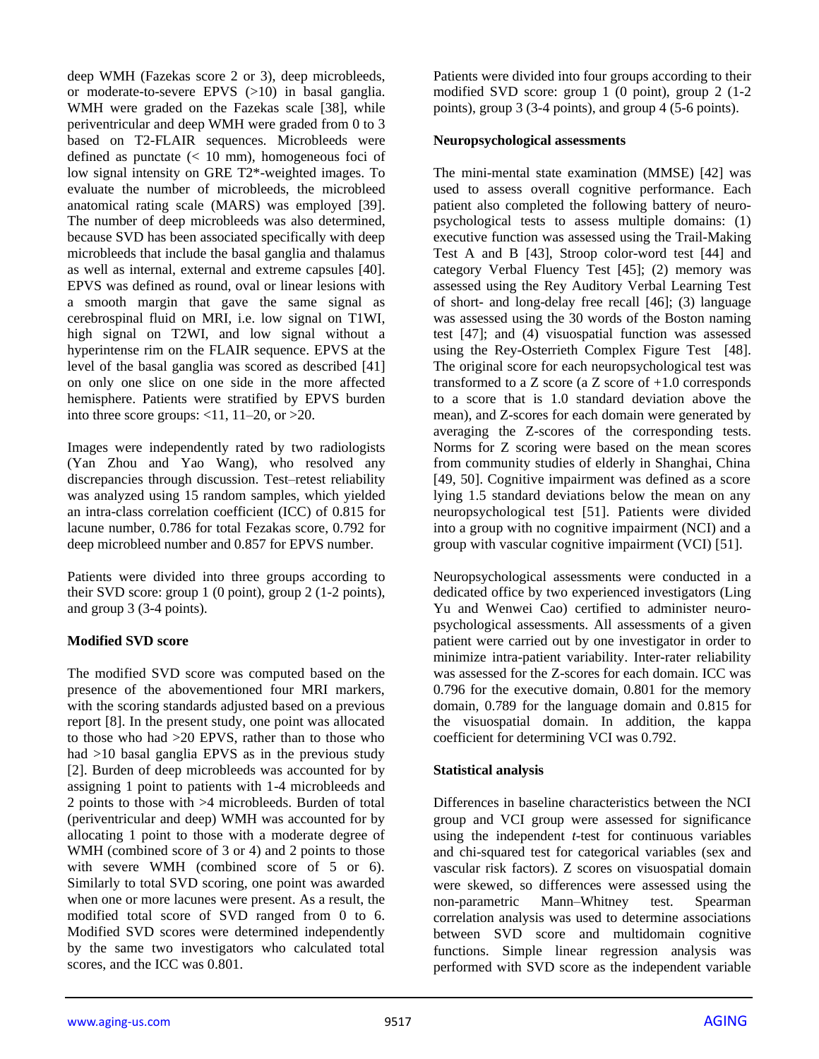deep WMH (Fazekas score 2 or 3), deep microbleeds, or moderate-to-severe EPVS (>10) in basal ganglia. WMH were graded on the Fazekas scale [38], while periventricular and deep WMH were graded from 0 to 3 based on T2-FLAIR sequences. Microbleeds were defined as punctate (< 10 mm), homogeneous foci of low signal intensity on GRE T2*-weighted images. To evaluate the number of microbleeds, the microbleed anatomical rating scale (MARS) was employed [39]. The number of deep microbleeds was also determined, because SVD has been associated specifically with deep microbleeds that include the basal ganglia and thalamus as well as internal, external and extreme capsules [40]. EPVS was defined as round, oval or linear lesions with a smooth margin that gave the same signal as cerebrospinal fluid on MRI, i.e. low signal on T1WI, high signal on T2WI, and low signal without a hyperintense rim on the FLAIR sequence. EPVS at the level of the basal ganglia was scored as described [41] on only one slice on one side in the more affected hemisphere. Patients were stratified by EPVS burden into three score groups: <11, 11–20, or >20.

Images were independently rated by two radiologists (Yan Zhou and Yao Wang), who resolved any discrepancies through discussion. Test–retest reliability was analyzed using 15 random samples, which yielded an intra-class correlation coefficient (ICC) of 0.815 for lacune number, 0.786 for total Fezakas score, 0.792 for deep microbleed number and 0.857 for EPVS number.

Patients were divided into three groups according to their SVD score: group 1 (0 point), group 2 (1-2 points), and group 3 (3-4 points).

**Modified SVD score**

The modified SVD score was computed based on the presence of the abovementioned four MRI markers, with the scoring standards adjusted based on a previous report [8]. In the present study, one point was allocated to those who had >20 EPVS, rather than to those who had >10 basal ganglia EPVS as in the previous study [2]. Burden of deep microbleeds was accounted for by assigning 1 point to patients with 1-4 microbleeds and 2 points to those with >4 microbleeds. Burden of total (periventricular and deep) WMH was accounted for by allocating 1 point to those with a moderate degree of WMH (combined score of 3 or 4) and 2 points to those with severe WMH (combined score of 5 or 6). Similarly to total SVD scoring, one point was awarded when one or more lacunes were present. As a result, the modified total score of SVD ranged from 0 to 6. Modified SVD scores were determined independently by the same two investigators who calculated total scores, and the ICC was 0.801.

Patients were divided into four groups according to their modified SVD score: group 1 (0 point), group 2 (1-2 points), group 3 (3-4 points), and group 4 (5-6 points).

**Neuropsychological assessments**

The mini-mental state examination (MMSE) [42] was used to assess overall cognitive performance. Each patient also completed the following battery of neuropsychological tests to assess multiple domains: (1) executive function was assessed using the Trail-Making Test A and B [43], Stroop color-word test [44] and category Verbal Fluency Test [45]; (2) memory was assessed using the Rey Auditory Verbal Learning Test of short- and long-delay free recall [46]; (3) language was assessed using the 30 words of the Boston naming test [47]; and (4) visuospatial function was assessed using the Rey-Osterrieth Complex Figure Test [48]. The original score for each neuropsychological test was transformed to a Z score (a Z score of +1.0 corresponds to a score that is 1.0 standard deviation above the mean), and Z-scores for each domain were generated by averaging the Z-scores of the corresponding tests. Norms for Z scoring were based on the mean scores from community studies of elderly in Shanghai, China [49, 50]. Cognitive impairment was defined as a score lying 1.5 standard deviations below the mean on any neuropsychological test [51]. Patients were divided into a group with no cognitive impairment (NCI) and a group with vascular cognitive impairment (VCI) [51].

Neuropsychological assessments were conducted in a dedicated office by two experienced investigators (Ling Yu and Wenwei Cao) certified to administer neuropsychological assessments. All assessments of a given patient were carried out by one investigator in order to minimize intra-patient variability. Inter-rater reliability was assessed for the Z-scores for each domain. ICC was 0.796 for the executive domain, 0.801 for the memory domain, 0.789 for the language domain and 0.815 for the visuospatial domain. In addition, the kappa coefficient for determining VCI was 0.792.

**Statistical analysis**

Differences in baseline characteristics between the NCI group and VCI group were assessed for significance using the independent *t*-test for continuous variables and chi-squared test for categorical variables (sex and vascular risk factors). Z scores on visuospatial domain were skewed, so differences were assessed using the non-parametric Mann–Whitney test. Spearman correlation analysis was used to determine associations between SVD score and multidomain cognitive functions. Simple linear regression analysis was performed with SVD score as the independent variable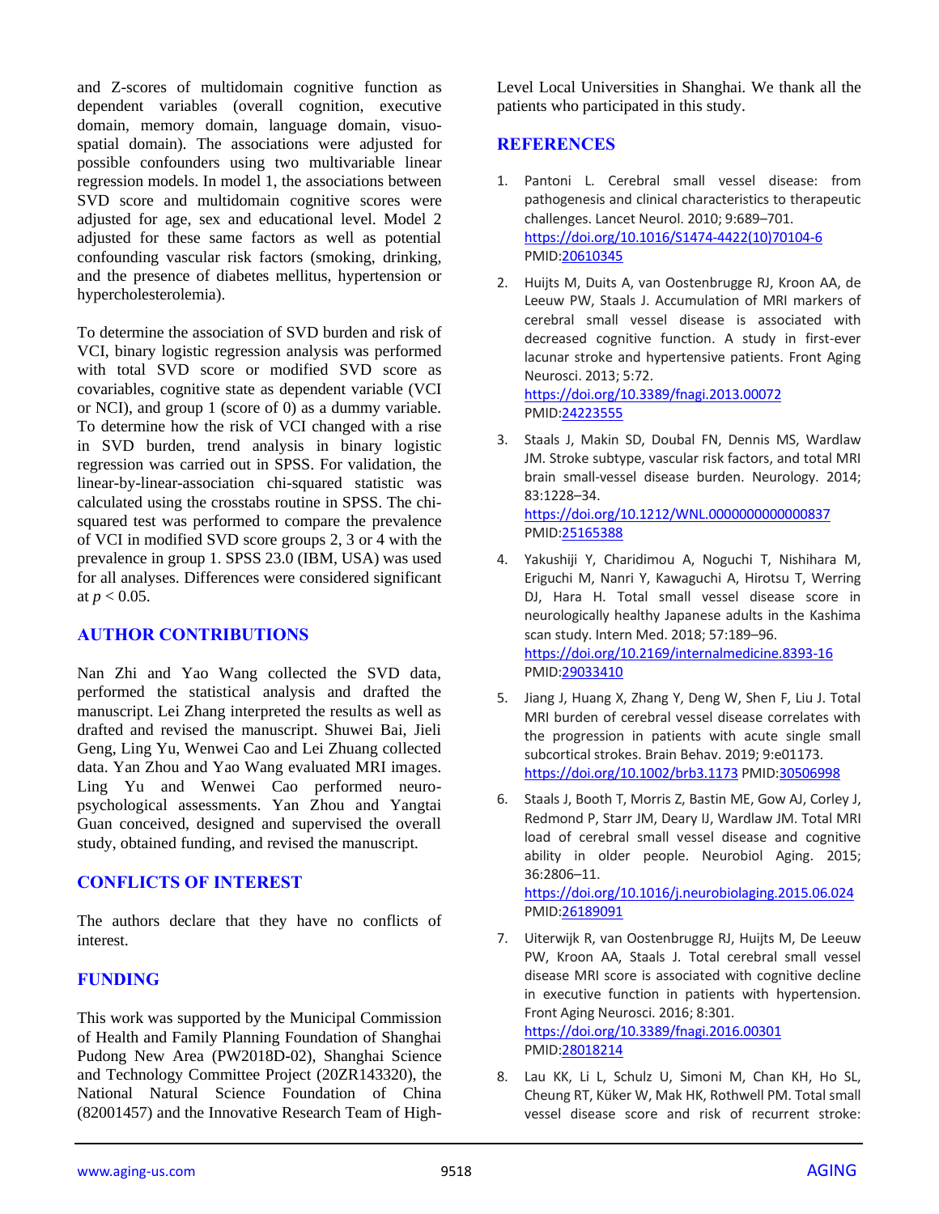and Z-scores of multidomain cognitive function as dependent variables (overall cognition, executive domain, memory domain, language domain, visuo-spatial domain). The associations were adjusted for possible confounders using two multivariable linear regression models. In model 1, the associations between SVD score and multidomain cognitive scores were adjusted for age, sex and educational level. Model 2 adjusted for these same factors as well as potential confounding vascular risk factors (smoking, drinking, and the presence of diabetes mellitus, hypertension or hypercholesterolemia).

To determine the association of SVD burden and risk of VCI, binary logistic regression analysis was performed with total SVD score or modified SVD score as covariables, cognitive state as dependent variable (VCI or NCI), and group 1 (score of 0) as a dummy variable. To determine how the risk of VCI changed with a rise in SVD burden, trend analysis in binary logistic regression was carried out in SPSS. For validation, the linear-by-linear-association chi-squared statistic was calculated using the crosstabs routine in SPSS. The chi-squared test was performed to compare the prevalence of VCI in modified SVD score groups 2, 3 or 4 with the prevalence in group 1. SPSS 23.0 (IBM, USA) was used for all analyses. Differences were considered significant at $p < 0.05$.

## AUTHOR CONTRIBUTIONS

Nan Zhi and Yao Wang collected the SVD data, performed the statistical analysis and drafted the manuscript. Lei Zhang interpreted the results as well as drafted and revised the manuscript. Shuwei Bai, Jieli Geng, Ling Yu, Wenwei Cao and Lei Zhuang collected data. Yan Zhou and Yao Wang evaluated MRI images. Ling Yu and Wenwei Cao performed neuro-psychological assessments. Yan Zhou and Yangtai Guan conceived, designed and supervised the overall study, obtained funding, and revised the manuscript.

## CONFLICTS OF INTEREST

The authors declare that they have no conflicts of interest.

## FUNDING

This work was supported by the Municipal Commission of Health and Family Planning Foundation of Shanghai Pudong New Area (PW2018D-02), Shanghai Science and Technology Committee Project (20ZR143320), the National Natural Science Foundation of China (82001457) and the Innovative Research Team of High-Level Local Universities in Shanghai. We thank all the patients who participated in this study.

## REFERENCES

1. Pantoni L. Cerebral small vessel disease: from pathogenesis and clinical characteristics to therapeutic challenges. Lancet Neurol. 2010; 9:689–701. https://doi.org/10.1016/S1474-4422(10)70104-6 PMID:20610345

2. Huijts M, Duits A, van Oostenbrugge RJ, Kroon AA, de Leeuw PW, Staals J. Accumulation of MRI markers of cerebral small vessel disease is associated with decreased cognitive function. A study in first-ever lacunar stroke and hypertensive patients. Front Aging Neurosci. 2013; 5:72. https://doi.org/10.3389/fnagi.2013.00072 PMID:24223555

3. Staals J, Makin SD, Doubal FN, Dennis MS, Wardlaw JM. Stroke subtype, vascular risk factors, and total MRI brain small-vessel disease burden. Neurology. 2014; 83:1228–34. https://doi.org/10.1212/WNL.0000000000000837 PMID:25165388

4. Yakushiji Y, Charidimou A, Noguchi T, Nishihara M, Eriguchi M, Nanri Y, Kawaguchi A, Hirotsu T, Werring DJ, Hara H. Total small vessel disease score in neurologically healthy Japanese adults in the Kashima scan study. Intern Med. 2018; 57:189–96. https://doi.org/10.2169/internalmedicine.8393-16 PMID:29033410

5. Jiang J, Huang X, Zhang Y, Deng W, Shen F, Liu J. Total MRI burden of cerebral vessel disease correlates with the progression in patients with acute single small subcortical strokes. Brain Behav. 2019; 9:e01173. https://doi.org/10.1002/brb3.1173 PMID:30506998

6. Staals J, Booth T, Morris Z, Bastin ME, Gow AJ, Corley J, Redmond P, Starr JM, Deary IJ, Wardlaw JM. Total MRI load of cerebral small vessel disease and cognitive ability in older people. Neurobiol Aging. 2015; 36:2806–11. https://doi.org/10.1016/j.neurobiolaging.2015.06.024 PMID:26189091

7. Uiterwijk R, van Oostenbrugge RJ, Huijts M, De Leeuw PW, Kroon AA, Staals J. Total cerebral small vessel disease MRI score is associated with cognitive decline in executive function in patients with hypertension. Front Aging Neurosci. 2016; 8:301. https://doi.org/10.3389/fnagi.2016.00301 PMID:28018214

8. Lau KK, Li L, Schulz U, Simoni M, Chan KH, Ho SL, Cheung RT, Küker W, Mak HK, Rothwell PM. Total small vessel disease score and risk of recurrent stroke: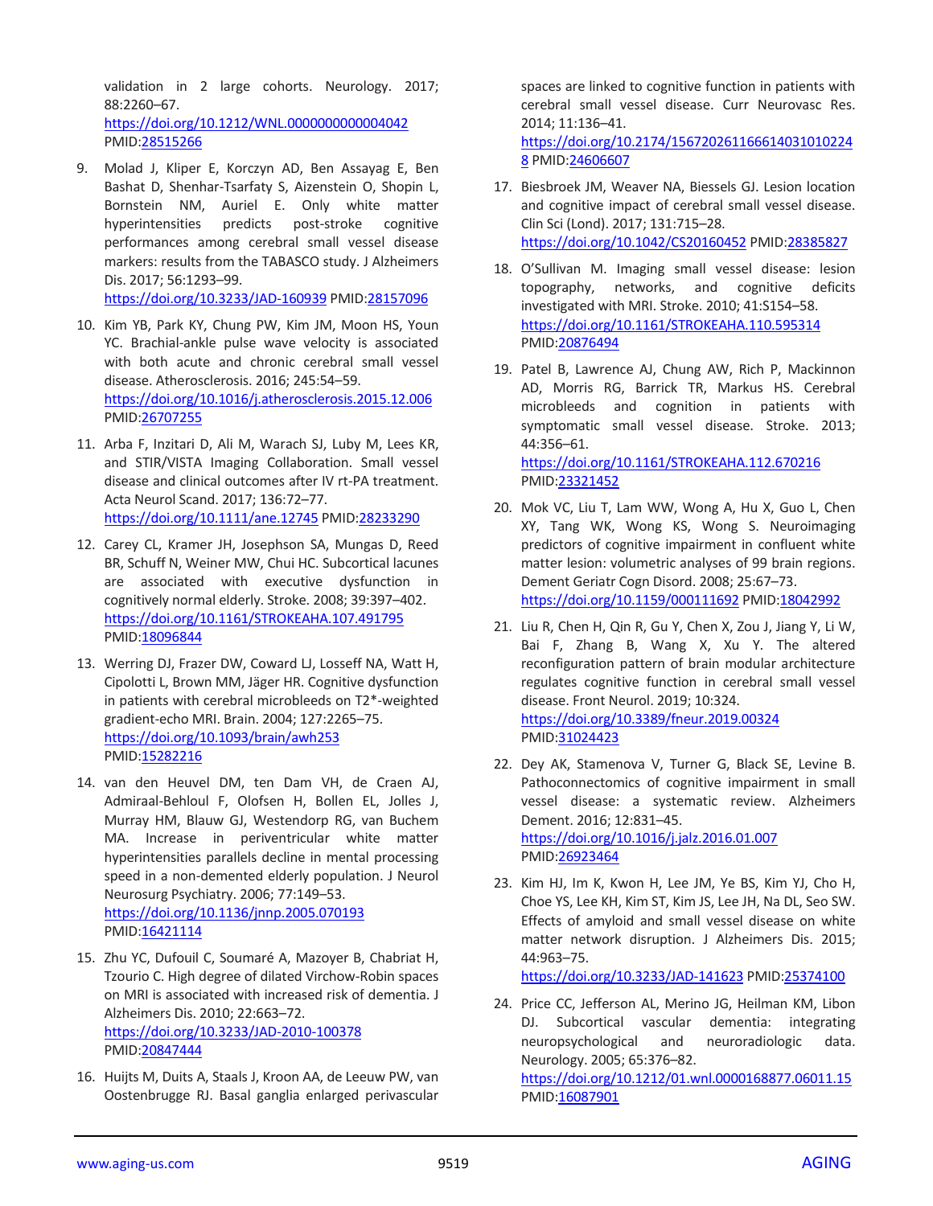validation in 2 large cohorts. Neurology. 2017; 88:2260–67.
https://doi.org/10.1212/WNL.0000000000004042
PMID:28515266

9. Molad J, Kliper E, Korczyn AD, Ben Assayag E, Ben Bashat D, Shenhar-Tsarfaty S, Aizenstein O, Shopin L, Bornstein NM, Auriel E. Only white matter hyperintensities predicts post-stroke cognitive performances among cerebral small vessel disease markers: results from the TABASCO study. J Alzheimers Dis. 2017; 56:1293–99.
https://doi.org/10.3233/JAD-160939 PMID:28157096

10. Kim YB, Park KY, Chung PW, Kim JM, Moon HS, Youn YC. Brachial-ankle pulse wave velocity is associated with both acute and chronic cerebral small vessel disease. Atherosclerosis. 2016; 245:54–59.
https://doi.org/10.1016/j.atherosclerosis.2015.12.006
PMID:26707255

11. Arba F, Inzitari D, Ali M, Warach SJ, Luby M, Lees KR, and STIR/VISTA Imaging Collaboration. Small vessel disease and clinical outcomes after IV rt-PA treatment. Acta Neurol Scand. 2017; 136:72–77.
https://doi.org/10.1111/ane.12745 PMID:28233290

12. Carey CL, Kramer JH, Josephson SA, Mungas D, Reed BR, Schuff N, Weiner MW, Chui HC. Subcortical lacunes are associated with executive dysfunction in cognitively normal elderly. Stroke. 2008; 39:397–402.
https://doi.org/10.1161/STROKEAHA.107.491795
PMID:18096844

13. Werring DJ, Frazer DW, Coward LJ, Losseff NA, Watt H, Cipolotti L, Brown MM, Jäger HR. Cognitive dysfunction in patients with cerebral microbleeds on T2*-weighted gradient-echo MRI. Brain. 2004; 127:2265–75.
https://doi.org/10.1093/brain/awh253
PMID:15282216

14. van den Heuvel DM, ten Dam VH, de Craen AJ, Admiraal-Behloul F, Olofsen H, Bollen EL, Jolles J, Murray HM, Blauw GJ, Westendorp RG, van Buchem MA. Increase in periventricular white matter hyperintensities parallels decline in mental processing speed in a non-demented elderly population. J Neurol Neurosurg Psychiatry. 2006; 77:149–53.
https://doi.org/10.1136/jnnp.2005.070193
PMID:16421114

15. Zhu YC, Dufouil C, Soumaré A, Mazoyer B, Chabriat H, Tzourio C. High degree of dilated Virchow-Robin spaces on MRI is associated with increased risk of dementia. J Alzheimers Dis. 2010; 22:663–72.
https://doi.org/10.3233/JAD-2010-100378
PMID:20847444

16. Huijts M, Duits A, Staals J, Kroon AA, de Leeuw PW, van Oostenbrugge RJ. Basal ganglia enlarged perivascular spaces are linked to cognitive function in patients with cerebral small vessel disease. Curr Neurovasc Res. 2014; 11:136–41.
https://doi.org/10.2174/1567202611666140310102248 PMID:24606607

17. Biesbroek JM, Weaver NA, Biessels GJ. Lesion location and cognitive impact of cerebral small vessel disease. Clin Sci (Lond). 2017; 131:715–28.
https://doi.org/10.1042/CS20160452 PMID:28385827

18. O'Sullivan M. Imaging small vessel disease: lesion topography, networks, and cognitive deficits investigated with MRI. Stroke. 2010; 41:S154–58.
https://doi.org/10.1161/STROKEAHA.110.595314
PMID:20876494

19. Patel B, Lawrence AJ, Chung AW, Rich P, Mackinnon AD, Morris RG, Barrick TR, Markus HS. Cerebral microbleeds and cognition in patients with symptomatic small vessel disease. Stroke. 2013; 44:356–61.
https://doi.org/10.1161/STROKEAHA.112.670216
PMID:23321452

20. Mok VC, Liu T, Lam WW, Wong A, Hu X, Guo L, Chen XY, Tang WK, Wong KS, Wong S. Neuroimaging predictors of cognitive impairment in confluent white matter lesion: volumetric analyses of 99 brain regions. Dement Geriatr Cogn Disord. 2008; 25:67–73.
https://doi.org/10.1159/000111692 PMID:18042992

21. Liu R, Chen H, Qin R, Gu Y, Chen X, Zou J, Jiang Y, Li W, Bai F, Zhang B, Wang X, Xu Y. The altered reconfiguration pattern of brain modular architecture regulates cognitive function in cerebral small vessel disease. Front Neurol. 2019; 10:324.
https://doi.org/10.3389/fneur.2019.00324
PMID:31024423

22. Dey AK, Stamenova V, Turner G, Black SE, Levine B. Pathoconnectomics of cognitive impairment in small vessel disease: a systematic review. Alzheimers Dement. 2016; 12:831–45.
https://doi.org/10.1016/j.jalz.2016.01.007
PMID:26923464

23. Kim HJ, Im K, Kwon H, Lee JM, Ye BS, Kim YJ, Cho H, Choe YS, Lee KH, Kim ST, Kim JS, Lee JH, Na DL, Seo SW. Effects of amyloid and small vessel disease on white matter network disruption. J Alzheimers Dis. 2015; 44:963–75.
https://doi.org/10.3233/JAD-141623 PMID:25374100

24. Price CC, Jefferson AL, Merino JG, Heilman KM, Libon DJ. Subcortical vascular dementia: integrating neuropsychological and neuroradiologic data. Neurology. 2005; 65:376–82.
https://doi.org/10.1212/01.wnl.0000168877.06011.15
PMID:16087901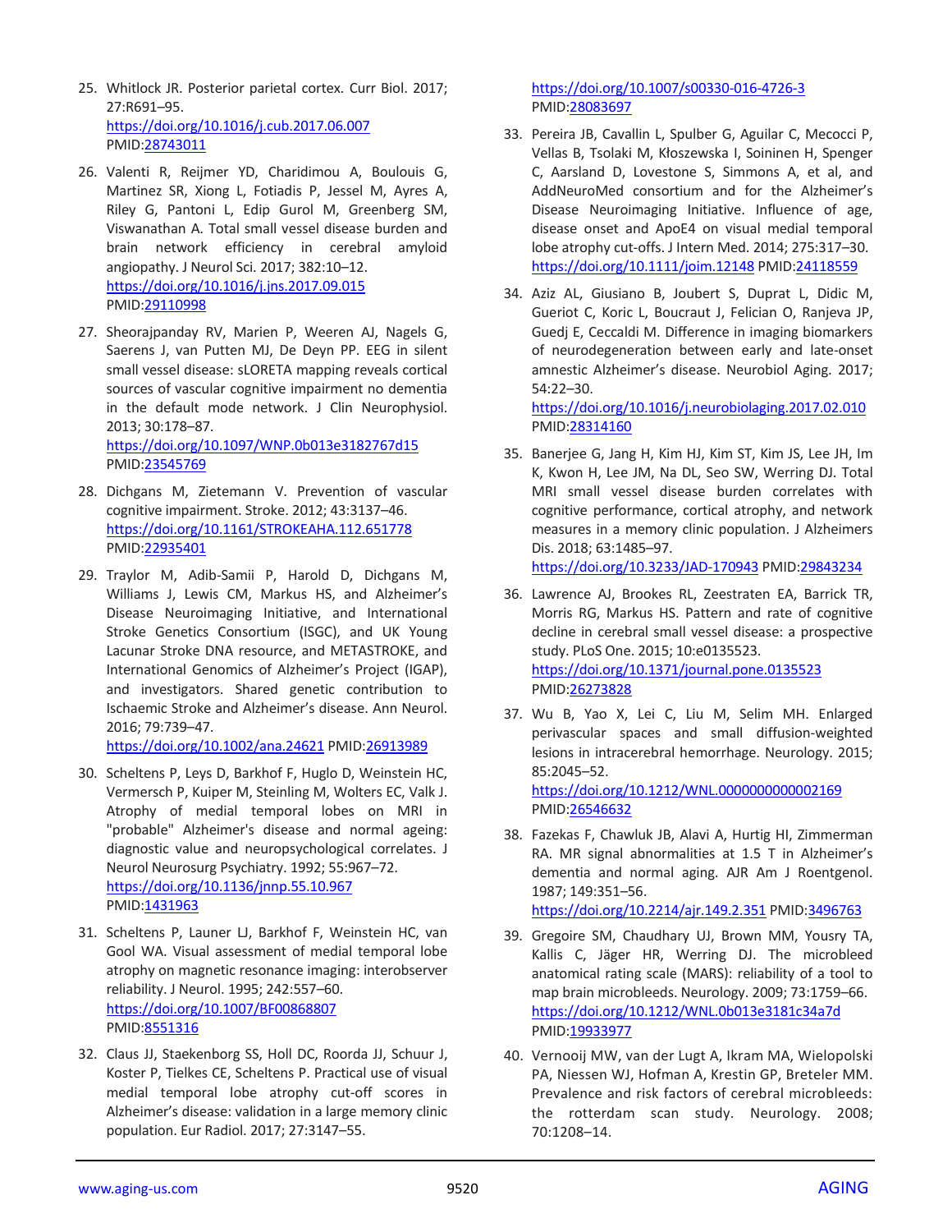25. Whitlock JR. Posterior parietal cortex. Curr Biol. 2017; 27:R691–95. https://doi.org/10.1016/j.cub.2017.06.007 PMID:28743011

26. Valenti R, Reijmer YD, Charidimou A, Boulouis G, Martinez SR, Xiong L, Fotiadis P, Jessel M, Ayres A, Riley G, Pantoni L, Edip Gurol M, Greenberg SM, Viswanathan A. Total small vessel disease burden and brain network efficiency in cerebral amyloid angiopathy. J Neurol Sci. 2017; 382:10–12. https://doi.org/10.1016/j.jns.2017.09.015 PMID:29110998

27. Sheorajpanday RV, Marien P, Weeren AJ, Nagels G, Saerens J, van Putten MJ, De Deyn PP. EEG in silent small vessel disease: sLORETA mapping reveals cortical sources of vascular cognitive impairment no dementia in the default mode network. J Clin Neurophysiol. 2013; 30:178–87. https://doi.org/10.1097/WNP.0b013e3182767d15 PMID:23545769

28. Dichgans M, Zietemann V. Prevention of vascular cognitive impairment. Stroke. 2012; 43:3137–46. https://doi.org/10.1161/STROKEAHA.112.651778 PMID:22935401

29. Traylor M, Adib-Samii P, Harold D, Dichgans M, Williams J, Lewis CM, Markus HS, and Alzheimer's Disease Neuroimaging Initiative, and International Stroke Genetics Consortium (ISGC), and UK Young Lacunar Stroke DNA resource, and METASTROKE, and International Genomics of Alzheimer's Project (IGAP), and investigators. Shared genetic contribution to Ischaemic Stroke and Alzheimer's disease. Ann Neurol. 2016; 79:739–47. https://doi.org/10.1002/ana.24621 PMID:26913989

30. Scheltens P, Leys D, Barkhof F, Huglo D, Weinstein HC, Vermersch P, Kuiper M, Steinling M, Wolters EC, Valk J. Atrophy of medial temporal lobes on MRI in "probable" Alzheimer's disease and normal ageing: diagnostic value and neuropsychological correlates. J Neurol Neurosurg Psychiatry. 1992; 55:967–72. https://doi.org/10.1136/jnnp.55.10.967 PMID:1431963

31. Scheltens P, Launer LJ, Barkhof F, Weinstein HC, van Gool WA. Visual assessment of medial temporal lobe atrophy on magnetic resonance imaging: interobserver reliability. J Neurol. 1995; 242:557–60. https://doi.org/10.1007/BF00868807 PMID:8551316

32. Claus JJ, Staekenborg SS, Holl DC, Roorda JJ, Schuur J, Koster P, Tielkes CE, Scheltens P. Practical use of visual medial temporal lobe atrophy cut-off scores in Alzheimer's disease: validation in a large memory clinic population. Eur Radiol. 2017; 27:3147–55. https://doi.org/10.1007/s00330-016-4726-3 PMID:28083697

33. Pereira JB, Cavallin L, Spulber G, Aguilar C, Mecocci P, Vellas B, Tsolaki M, Kłoszewska I, Soininen H, Spenger C, Aarsland D, Lovestone S, Simmons A, et al, and AddNeuroMed consortium and for the Alzheimer's Disease Neuroimaging Initiative. Influence of age, disease onset and ApoE4 on visual medial temporal lobe atrophy cut-offs. J Intern Med. 2014; 275:317–30. https://doi.org/10.1111/joim.12148 PMID:24118559

34. Aziz AL, Giusiano B, Joubert S, Duprat L, Didic M, Gueriot C, Koric L, Boucraut J, Felician O, Ranjeva JP, Guedj E, Ceccaldi M. Difference in imaging biomarkers of neurodegeneration between early and late-onset amnestic Alzheimer's disease. Neurobiol Aging. 2017; 54:22–30. https://doi.org/10.1016/j.neurobiolaging.2017.02.010 PMID:28314160

35. Banerjee G, Jang H, Kim HJ, Kim ST, Kim JS, Lee JH, Im K, Kwon H, Lee JM, Na DL, Seo SW, Werring DJ. Total MRI small vessel disease burden correlates with cognitive performance, cortical atrophy, and network measures in a memory clinic population. J Alzheimers Dis. 2018; 63:1485–97. https://doi.org/10.3233/JAD-170943 PMID:29843234

36. Lawrence AJ, Brookes RL, Zeestraten EA, Barrick TR, Morris RG, Markus HS. Pattern and rate of cognitive decline in cerebral small vessel disease: a prospective study. PLoS One. 2015; 10:e0135523. https://doi.org/10.1371/journal.pone.0135523 PMID:26273828

37. Wu B, Yao X, Lei C, Liu M, Selim MH. Enlarged perivascular spaces and small diffusion-weighted lesions in intracerebral hemorrhage. Neurology. 2015; 85:2045–52. https://doi.org/10.1212/WNL.0000000000002169 PMID:26546632

38. Fazekas F, Chawluk JB, Alavi A, Hurtig HI, Zimmerman RA. MR signal abnormalities at 1.5 T in Alzheimer's dementia and normal aging. AJR Am J Roentgenol. 1987; 149:351–56. https://doi.org/10.2214/ajr.149.2.351 PMID:3496763

39. Gregoire SM, Chaudhary UJ, Brown MM, Yousry TA, Kallis C, Jäger HR, Werring DJ. The microbleed anatomical rating scale (MARS): reliability of a tool to map brain microbleeds. Neurology. 2009; 73:1759–66. https://doi.org/10.1212/WNL.0b013e3181c34a7d PMID:19933977

40. Vernooij MW, van der Lugt A, Ikram MA, Wielopolski PA, Niessen WJ, Hofman A, Krestin GP, Breteler MM. Prevalence and risk factors of cerebral microbleeds: the rotterdam scan study. Neurology. 2008; 70:1208–14.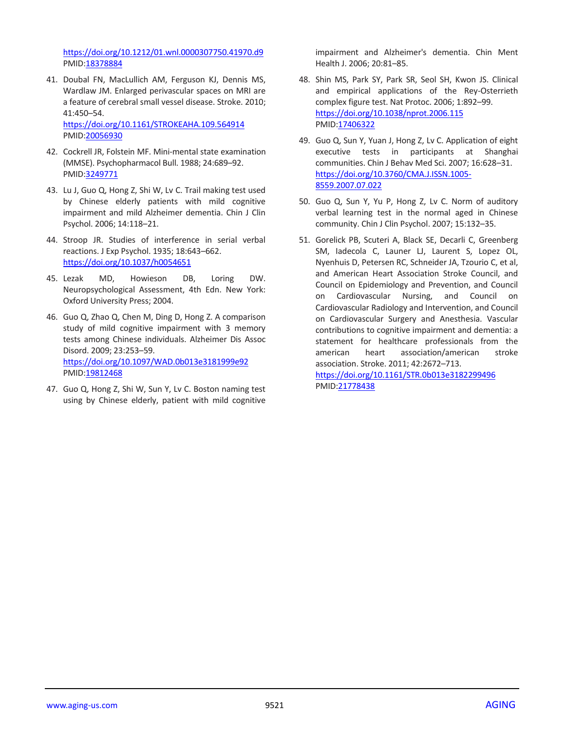https://doi.org/10.1212/01.wnl.0000307750.41970.d9 PMID:18378884

41. Doubal FN, MacLullich AM, Ferguson KJ, Dennis MS, Wardlaw JM. Enlarged perivascular spaces on MRI are a feature of cerebral small vessel disease. Stroke. 2010; 41:450–54. https://doi.org/10.1161/STROKEAHA.109.564914 PMID:20056930

42. Cockrell JR, Folstein MF. Mini-mental state examination (MMSE). Psychopharmacol Bull. 1988; 24:689–92. PMID:3249771

43. Lu J, Guo Q, Hong Z, Shi W, Lv C. Trail making test used by Chinese elderly patients with mild cognitive impairment and mild Alzheimer dementia. Chin J Clin Psychol. 2006; 14:118–21.

44. Stroop JR. Studies of interference in serial verbal reactions. J Exp Psychol. 1935; 18:643–662. https://doi.org/10.1037/h0054651

45. Lezak MD, Howieson DB, Loring DW. Neuropsychological Assessment, 4th Edn. New York: Oxford University Press; 2004.

46. Guo Q, Zhao Q, Chen M, Ding D, Hong Z. A comparison study of mild cognitive impairment with 3 memory tests among Chinese individuals. Alzheimer Dis Assoc Disord. 2009; 23:253–59. https://doi.org/10.1097/WAD.0b013e3181999e92 PMID:19812468

47. Guo Q, Hong Z, Shi W, Sun Y, Lv C. Boston naming test using by Chinese elderly, patient with mild cognitive impairment and Alzheimer's dementia. Chin Ment Health J. 2006; 20:81–85.

48. Shin MS, Park SY, Park SR, Seol SH, Kwon JS. Clinical and empirical applications of the Rey-Osterrieth complex figure test. Nat Protoc. 2006; 1:892–99. https://doi.org/10.1038/nprot.2006.115 PMID:17406322

49. Guo Q, Sun Y, Yuan J, Hong Z, Lv C. Application of eight executive tests in participants at Shanghai communities. Chin J Behav Med Sci. 2007; 16:628–31. https://doi.org/10.3760/CMA.J.ISSN.1005-8559.2007.07.022

50. Guo Q, Sun Y, Yu P, Hong Z, Lv C. Norm of auditory verbal learning test in the normal aged in Chinese community. Chin J Clin Psychol. 2007; 15:132–35.

51. Gorelick PB, Scuteri A, Black SE, Decarli C, Greenberg SM, Iadecola C, Launer LJ, Laurent S, Lopez OL, Nyenhuis D, Petersen RC, Schneider JA, Tzourio C, et al, and American Heart Association Stroke Council, and Council on Epidemiology and Prevention, and Council on Cardiovascular Nursing, and Council on Cardiovascular Radiology and Intervention, and Council on Cardiovascular Surgery and Anesthesia. Vascular contributions to cognitive impairment and dementia: a statement for healthcare professionals from the american heart association/american stroke association. Stroke. 2011; 42:2672–713. https://doi.org/10.1161/STR.0b013e3182299496 PMID:21778438